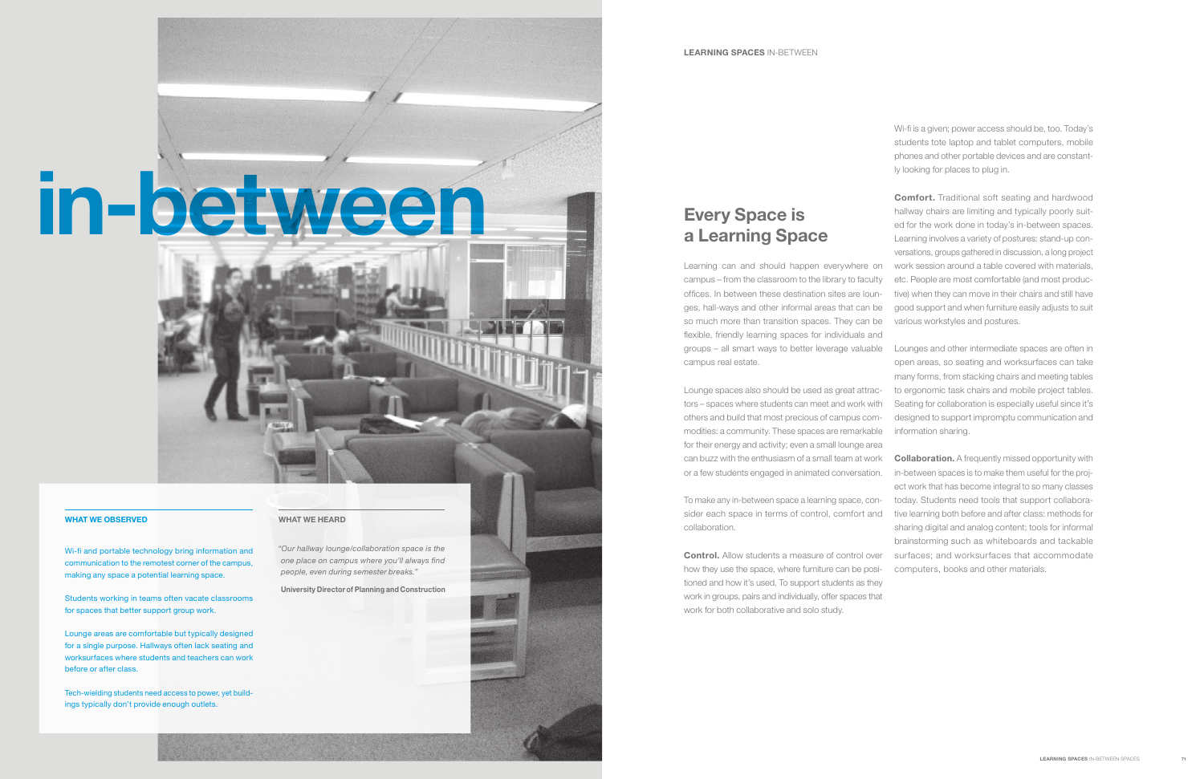# in-between

### WHAT WE OBSERVED

Wi-fi and portable technology bring information and communication to the remotest corner of the campus, making any space a potential learning space.

Students working in teams often vacate classrooms for spaces that better support group work.

Lounge areas are comfortable but typically designed for a single purpose. Hallways often lack seating and worksurfaces where students and teachers can work before or after class.

Tech-wielding students need access to power, yet buildings typically don't provide enough outlets.

### WHAT WE HEARD

*"Our hallway lounge/collaboration space is the one place on campus where you'll always find people, even during semester breaks."*

**University Director of Planning and Construction**

## Every Space is a Learning Space

Learning can and should happen everywhere on campus – from the classroom to the library to faculty offices. In between these destination sites are lounges, hall-ways and other informal areas that can be so much more than transition spaces. They can be flexible, friendly learning spaces for individuals and groups – all smart ways to better leverage valuable campus real estate.

Lounge spaces also should be used as great attractors – spaces where students can meet and work with others and build that most precious of campus commodities: a community. These spaces are remarkable for their energy and activity; even a small lounge area can buzz with the enthusiasm of a small team at work or a few students engaged in animated conversation.

To make any in-between space a learning space, consider each space in terms of control, comfort and collaboration.

**Control.** Allow students a measure of control over how they use the space, where furniture can be positioned and how it's used. To support students as they work in groups, pairs and individually, offer spaces that work for both collaborative and solo study.

Wi-fi is a given; power access should be, too. Today's students tote laptop and tablet computers, mobile phones and other portable devices and are constantly looking for places to plug in.

**Comfort.** Traditional soft seating and hardwood hallway chairs are limiting and typically poorly suited for the work done in today's in-between spaces. Learning involves a variety of postures: stand-up conversations, groups gathered in discussion, a long project work session around a table covered with materials, etc. People are most comfortable (and most productive) when they can move in their chairs and still have good support and when furniture easily adjusts to suit various workstyles and postures.

Lounges and other intermediate spaces are often in open areas, so seating and worksurfaces can take many forms, from stacking chairs and meeting tables to ergonomic task chairs and mobile project tables. Seating for collaboration is especially useful since it's designed to support impromptu communication and information sharing.

**Collaboration.** A frequently missed opportunity with in-between spaces is to make them useful for the project work that has become integral to so many classes today. Students need tools that support collaborative learning both before and after class: methods for sharing digital and analog content; tools for informal brainstorming such as whiteboards and tackable surfaces; and worksurfaces that accommodate computers, books and other materials.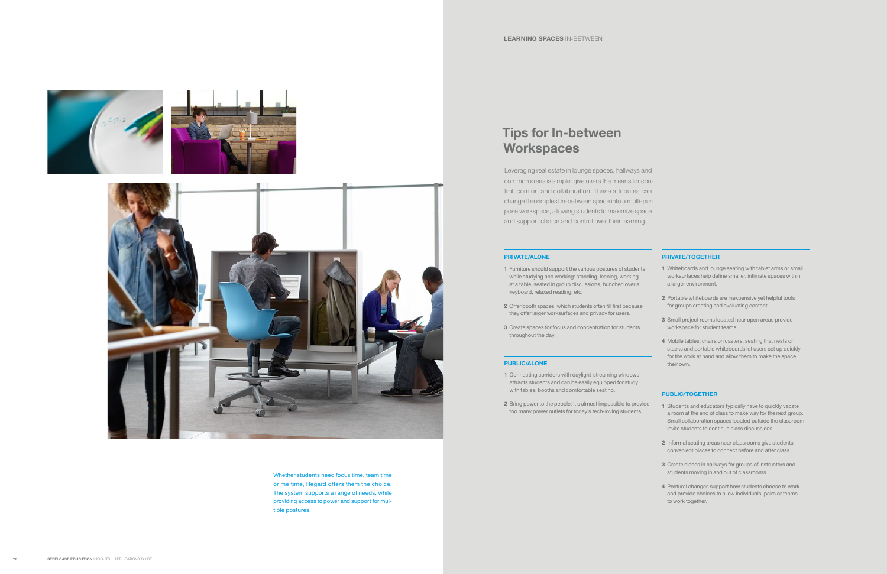# Tips for In-between Workspaces

Leveraging real estate in lounge spaces, hallways and common areas is simple: give users the means for control, comfort and collaboration. These attributes can change the simplest in-between space into a multi-purpose workspace, allowing students to maximize space and support choice and control over their learning.

### PRIVATE/ALONE

1. Furniture should support the various postures of students while studying and working: standing, leaning, working at a table, seated in group discussions, hunched over a keyboard, relaxed reading, etc.
2. Offer booth spaces, which students often fill first because they offer larger worksurfaces and privacy for users.
3. Create spaces for focus and concentration for students throughout the day.

### PUBLIC/ALONE

1. Connecting corridors with daylight-streaming windows attracts students and can be easily equipped for study with tables, booths and comfortable seating.
2. Bring power to the people: it's almost impossible to provide too many power outlets for today's tech-loving students.

### PRIVATE/TOGETHER

1. Whiteboards and lounge seating with tablet arms or small worksurfaces help define smaller, intimate spaces within a larger environment.
2. Portable whiteboards are inexpensive yet helpful tools for groups creating and evaluating content.
3. Small project rooms located near open areas provide workspace for student teams.
4. Mobile tables, chairs on casters, seating that nests or stacks and portable whiteboards let users set up quickly for the work at hand and allow them to make the space their own.

### PUBLIC/TOGETHER

1. Students and educators typically have to quickly vacate a room at the end of class to make way for the next group. Small collaboration spaces located outside the classroom invite students to continue class discussions.
2. Informal seating areas near classrooms give students convenient places to connect before and after class.
3. Create niches in hallways for groups of instructors and students moving in and out of classrooms.
4. Postural changes support how students choose to work and provide choices to allow individuals, pairs or teams to work together.

Whether students need focus time, team time or me time, Regard offers them the choice. The system supports a range of needs, while providing access to power and support for multiple postures.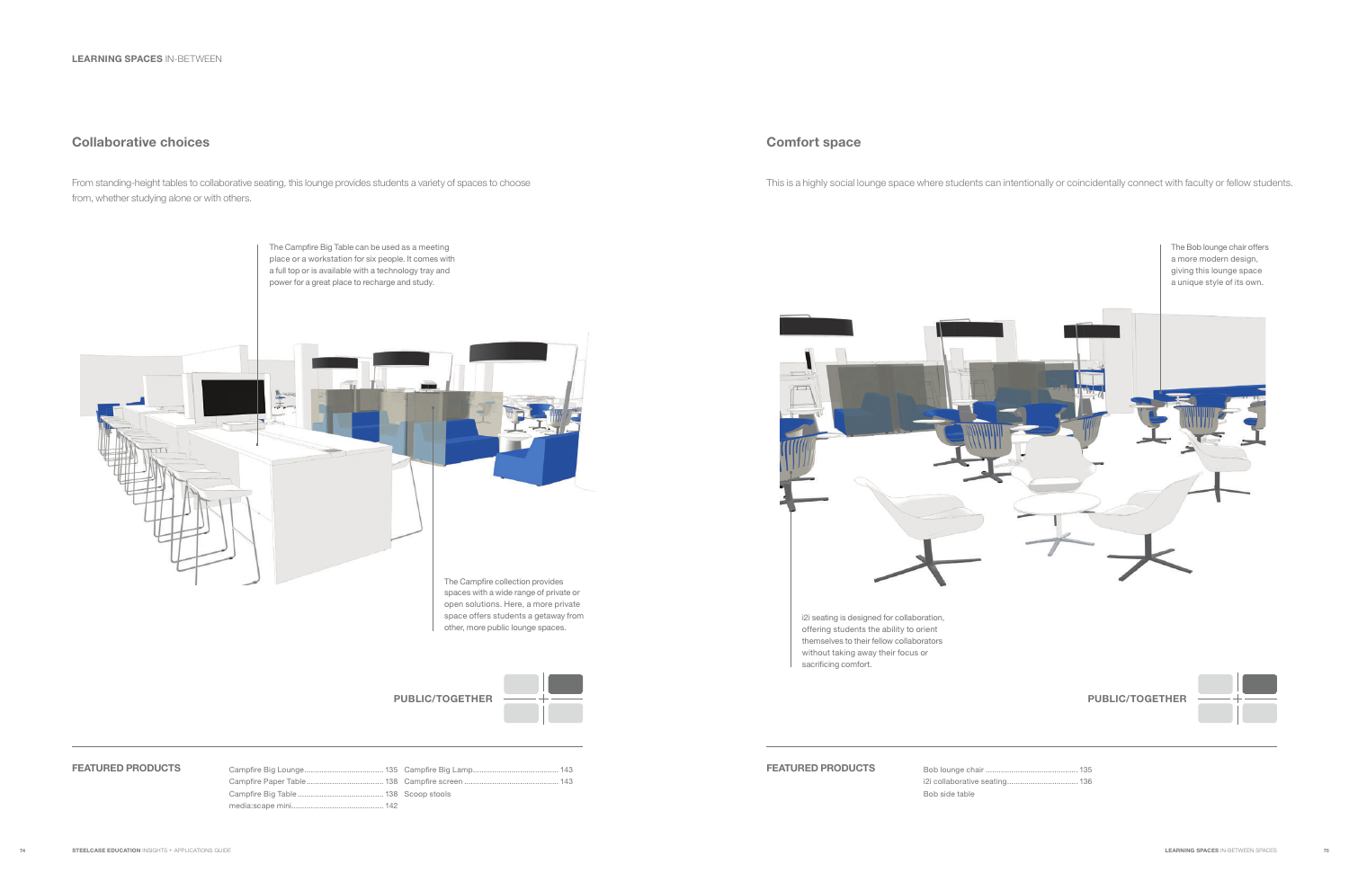## Collaborative choices

From standing-height tables to collaborative seating, this lounge provides students a variety of spaces to choose from, whether studying alone or with others.

The Campfire Big Table can be used as a meeting place or a workstation for six people. It comes with a full top or is available with a technology tray and power for a great place to recharge and study.

The Campfire collection provides spaces with a wide range of private or open solutions. Here, a more private space offers students a getaway from other, more public lounge spaces.

**PUBLIC/TOGETHER**

**FEATURED PRODUCTS**

| Product | Page | Product | Page |
|---|---|---|---|
| Campfire Big Lounge | 135 | Campfire Big Lamp | 143 |
| Campfire Paper Table | 138 | Campfire screen | 143 |
| Campfire Big Table | 138 | Scoop stools | |
| media:scape mini | 142 | | |

## Comfort space

This is a highly social lounge space where students can intentionally or coincidentally connect with faculty or fellow students.

The Bob lounge chair offers a more modern design, giving this lounge space a unique style of its own.

i2i seating is designed for collaboration, offering students the ability to orient themselves to their fellow collaborators without taking away their focus or sacrificing comfort.

**PUBLIC/TOGETHER**

**FEATURED PRODUCTS**

| Product | Page |
|---|---|
| Bob lounge chair | 135 |
| i2i collaborative seating | 136 |
| Bob side table | |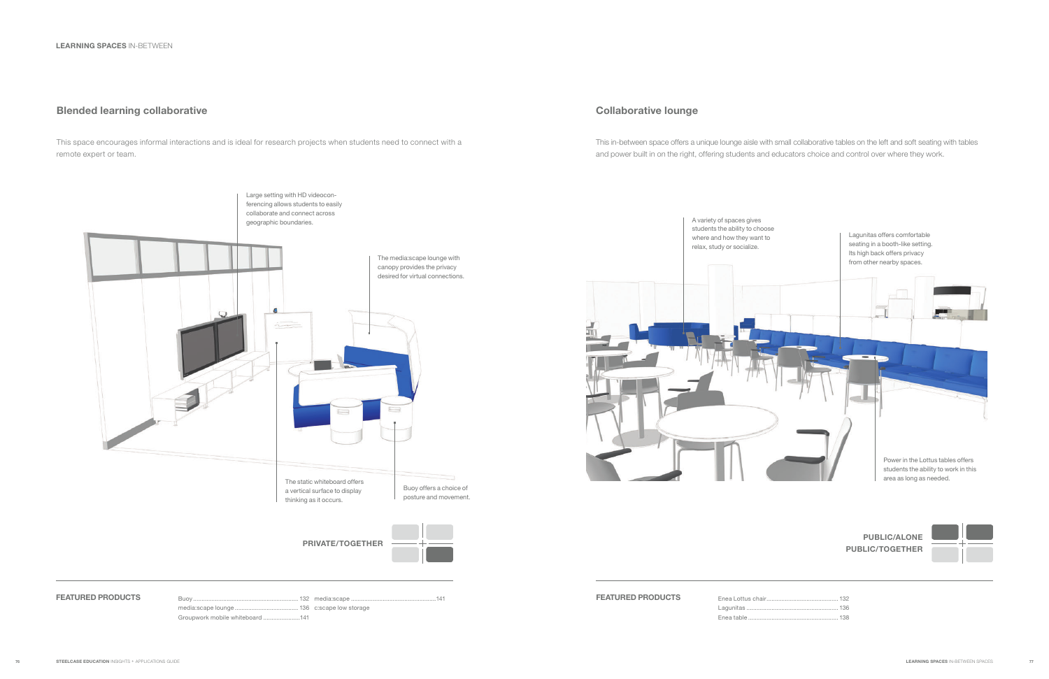## Blended learning collaborative

This space encourages informal interactions and is ideal for research projects when students need to connect with a remote expert or team.

Large setting with HD videoconferencing allows students to easily collaborate and connect across geographic boundaries.

The media:scape lounge with canopy provides the privacy desired for virtual connections.

The static whiteboard offers a vertical surface to display thinking as it occurs.

Buoy offers a choice of posture and movement.

**PRIVATE/TOGETHER**

**FEATURED PRODUCTS**

| | | | |
|---|---|---|---|
| Buoy | 132 | media:scape | 141 |
| media:scape lounge | 136 | c:scape low storage | |
| Groupwork mobile whiteboard | 141 | | |

## Collaborative lounge

This in-between space offers a unique lounge aisle with small collaborative tables on the left and soft seating with tables and power built in on the right, offering students and educators choice and control over where they work.

A variety of spaces gives students the ability to choose where and how they want to relax, study or socialize.

Lagunitas offers comfortable seating in a booth-like setting. Its high back offers privacy from other nearby spaces.

Power in the Lottus tables offers students the ability to work in this area as long as needed.

**PUBLIC/ALONE**
**PUBLIC/TOGETHER**

**FEATURED PRODUCTS**

| | |
|---|---|
| Enea Lottus chair | 132 |
| Lagunitas | 136 |
| Enea table | 138 |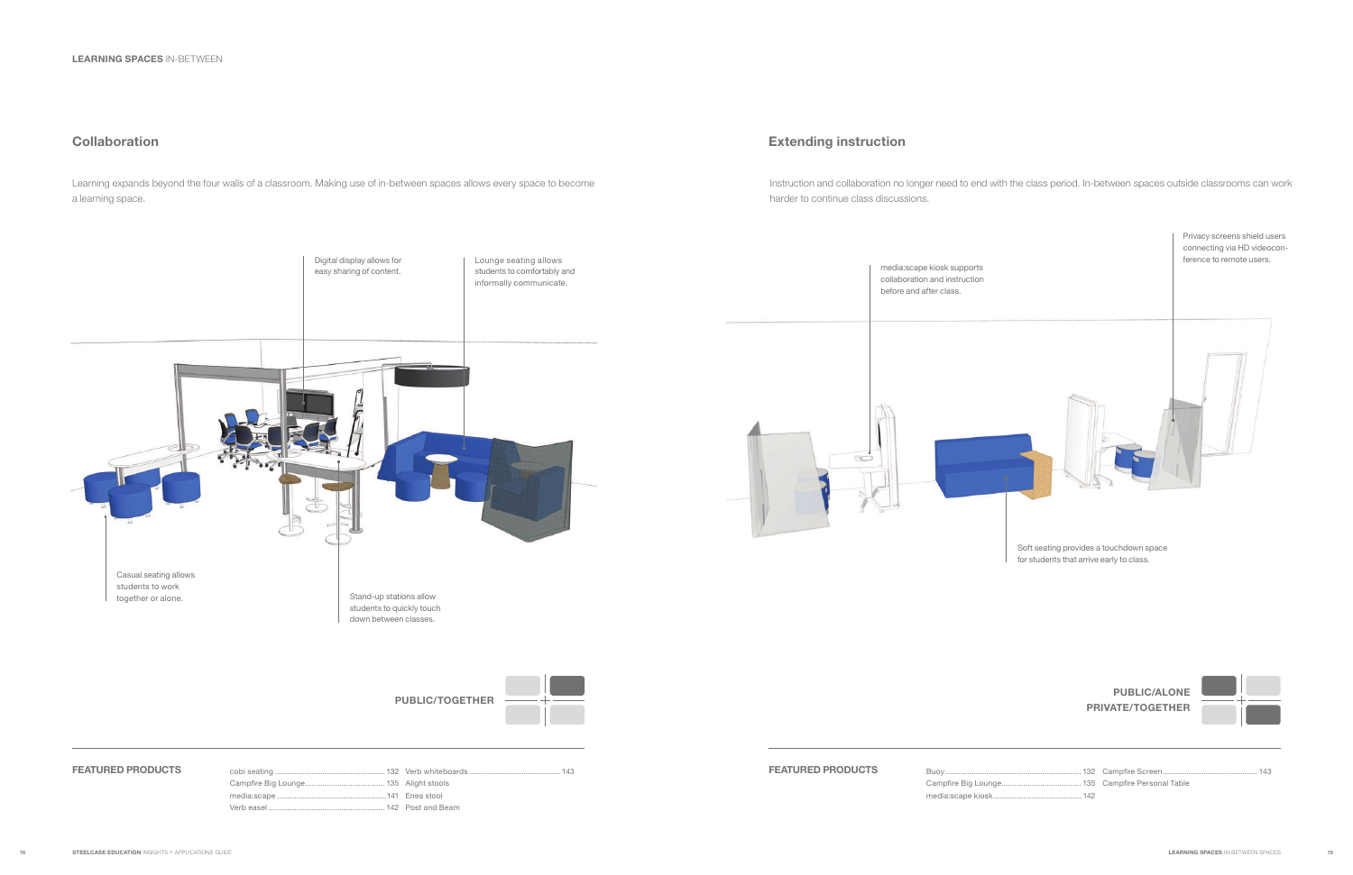## Collaboration

Learning expands beyond the four walls of a classroom. Making use of in-between spaces allows every space to become a learning space.

Digital display allows for easy sharing of content.

Lounge seating allows students to comfortably and informally communicate.

Casual seating allows students to work together or alone.

Stand-up stations allow students to quickly touch down between classes.

**PUBLIC/TOGETHER**

**FEATURED PRODUCTS**

| | | | |
|---|---|---|---|
| cobi seating | 132 | Verb whiteboards | 143 |
| Campfire Big Lounge | 135 | Alight stools | |
| media:scape | 141 | Enea stool | |
| Verb easel | 142 | Post and Beam | |

## Extending instruction

Instruction and collaboration no longer need to end with the class period. In-between spaces outside classrooms can work harder to continue class discussions.

media:scape kiosk supports collaboration and instruction before and after class.

Privacy screens shield users connecting via HD videoconference to remote users.

Soft seating provides a touchdown space for students that arrive early to class.

**PUBLIC/ALONE**
**PRIVATE/TOGETHER**

**FEATURED PRODUCTS**

| | | | |
|---|---|---|---|
| Buoy | 132 | Campfire Screen | 143 |
| Campfire Big Lounge | 135 | Campfire Personal Table | |
| media:scape kiosk | 142 | | |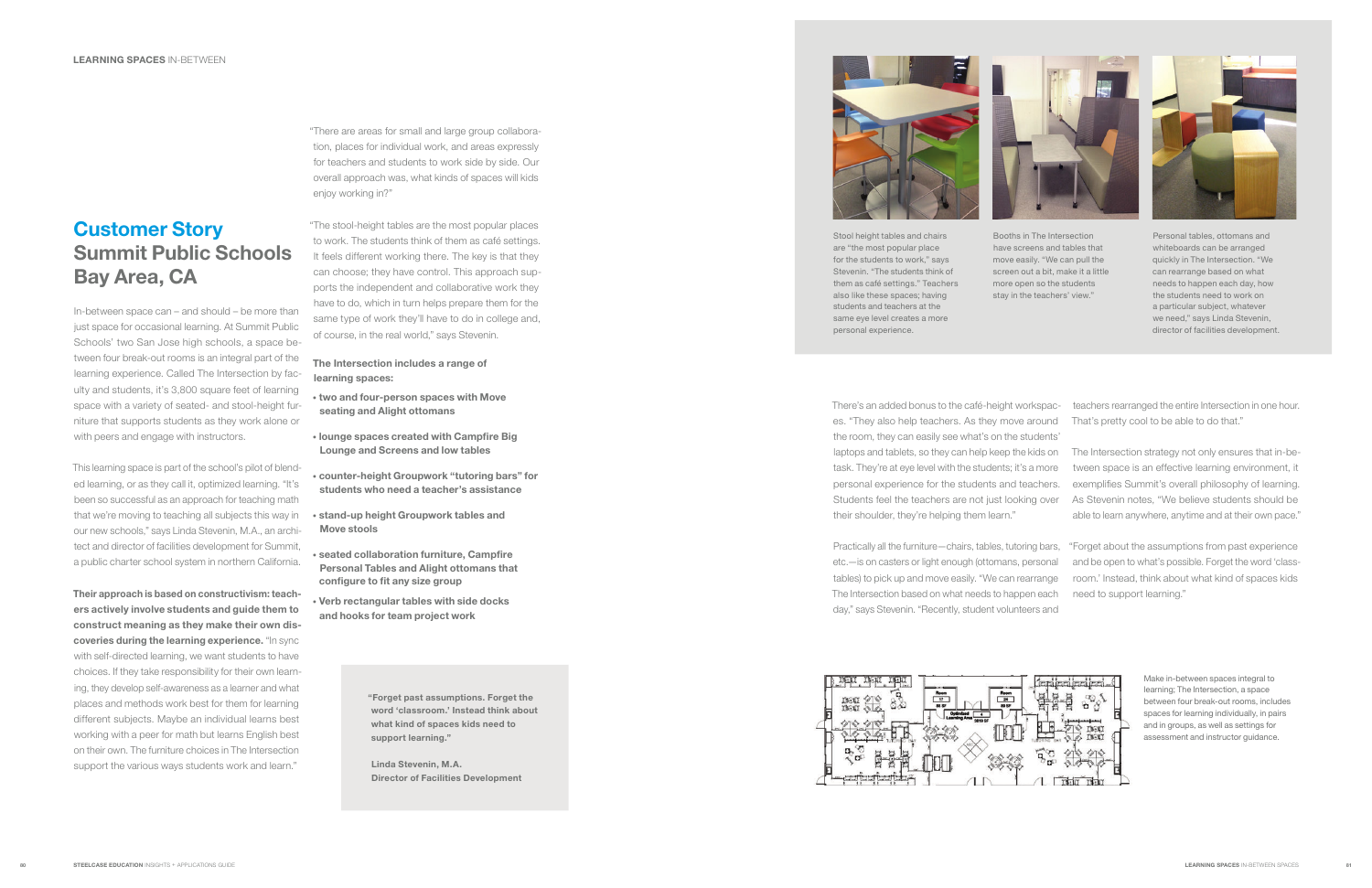## Customer Story
## Summit Public Schools
## Bay Area, CA

In-between space can – and should – be more than just space for occasional learning. At Summit Public Schools' two San Jose high schools, a space between four break-out rooms is an integral part of the learning experience. Called The Intersection by faculty and students, it's 3,800 square feet of learning space with a variety of seated- and stool-height furniture that supports students as they work alone or with peers and engage with instructors.

This learning space is part of the school's pilot of blended learning, or as they call it, optimized learning. "It's been so successful as an approach for teaching math that we're moving to teaching all subjects this way in our new schools," says Linda Stevenin, M.A., an architect and director of facilities development for Summit, a public charter school system in northern California.

**Their approach is based on constructivism: teachers actively involve students and guide them to construct meaning as they make their own discoveries during the learning experience.** "In sync with self-directed learning, we want students to have choices. If they take responsibility for their own learning, they develop self-awareness as a learner and what places and methods work best for them for learning different subjects. Maybe an individual learns best working with a peer for math but learns English best on their own. The furniture choices in The Intersection support the various ways students work and learn."

"There are areas for small and large group collaboration, places for individual work, and areas expressly for teachers and students to work side by side. Our overall approach was, what kinds of spaces will kids enjoy working in?"

"The stool-height tables are the most popular places to work. The students think of them as café settings. It feels different working there. The key is that they can choose; they have control. This approach supports the independent and collaborative work they have to do, which in turn helps prepare them for the same type of work they'll have to do in college and, of course, in the real world," says Stevenin.

**The Intersection includes a range of learning spaces:**

- **two and four-person spaces with Move seating and Alight ottomans**
- **lounge spaces created with Campfire Big Lounge and Screens and low tables**
- **counter-height Groupwork "tutoring bars" for students who need a teacher's assistance**
- **stand-up height Groupwork tables and Move stools**
- **seated collaboration furniture, Campfire Personal Tables and Alight ottomans that configure to fit any size group**
- **Verb rectangular tables with side docks and hooks for team project work**

> **"Forget past assumptions. Forget the word 'classroom.' Instead think about what kind of spaces kids need to support learning."**
>
> **Linda Stevenin, M.A.**
> **Director of Facilities Development**

Stool height tables and chairs are "the most popular place for the students to work," says Stevenin. "The students think of them as café settings." Teachers also like these spaces; having students and teachers at the same eye level creates a more personal experience.

Booths in The Intersection have screens and tables that move easily. "We can pull the screen out a bit, make it a little more open so the students stay in the teachers' view."

Personal tables, ottomans and whiteboards can be arranged quickly in The Intersection. "We can rearrange based on what needs to happen each day, how the students need to work on a particular subject, whatever we need," says Linda Stevenin, director of facilities development.

There's an added bonus to the café-height workspaces. "They also help teachers. As they move around the room, they can easily see what's on the students' laptops and tablets, so they can help keep the kids on task. They're at eye level with the students; it's a more personal experience for the students and teachers. Students feel the teachers are not just looking over their shoulder, they're helping them learn."

Practically all the furniture—chairs, tables, tutoring bars, etc.—is on casters or light enough (ottomans, personal tables) to pick up and move easily. "We can rearrange The Intersection based on what needs to happen each day," says Stevenin. "Recently, student volunteers and teachers rearranged the entire Intersection in one hour. That's pretty cool to be able to do that."

The Intersection strategy not only ensures that in-between space is an effective learning environment, it exemplifies Summit's overall philosophy of learning. As Stevenin notes, "We believe students should be able to learn anywhere, anytime and at their own pace."

"Forget about the assumptions from past experience and be open to what's possible. Forget the word 'classroom.' Instead, think about what kind of spaces kids need to support learning."

Make in-between spaces integral to learning; The Intersection, a space between four break-out rooms, includes spaces for learning individually, in pairs and in groups, as well as settings for assessment and instructor guidance.